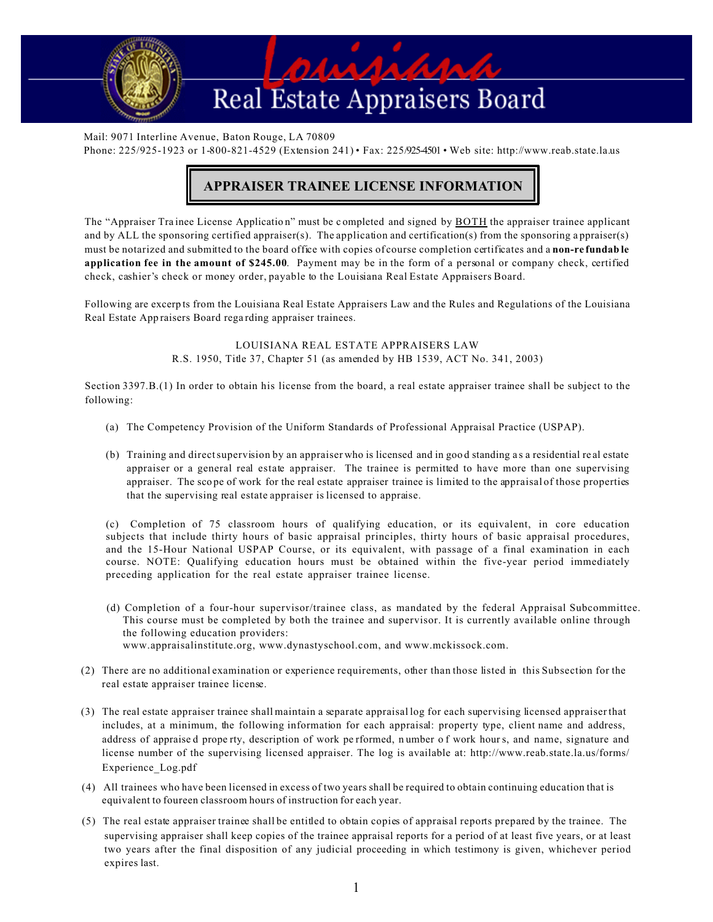# Louisiana Real Estate Appraisers Board

Mail: 9071 Interline Avenue, Baton Rouge, LA 70809
Phone: 225/925-1923 or 1-800-821-4529 (Extension 241) • Fax: 225/925-4501 • Web site: http://www.reab.state.la.us

## APPRAISER TRAINEE LICENSE INFORMATION

The "Appraiser Trainee License Application" must be completed and signed by BOTH the appraiser trainee applicant and by ALL the sponsoring certified appraiser(s). The application and certification(s) from the sponsoring appraiser(s) must be notarized and submitted to the board office with copies of course completion certificates and a **non-refundable application fee in the amount of $245.00**. Payment may be in the form of a personal or company check, certified check, cashier's check or money order, payable to the Louisiana Real Estate Appraisers Board.

Following are excerpts from the Louisiana Real Estate Appraisers Law and the Rules and Regulations of the Louisiana Real Estate Appraisers Board regarding appraiser trainees.

LOUISIANA REAL ESTATE APPRAISERS LAW
R.S. 1950, Title 37, Chapter 51 (as amended by HB 1539, ACT No. 341, 2003)

Section 3397.B.(1) In order to obtain his license from the board, a real estate appraiser trainee shall be subject to the following:

(a) The Competency Provision of the Uniform Standards of Professional Appraisal Practice (USPAP).

(b) Training and direct supervision by an appraiser who is licensed and in good standing as a residential real estate appraiser or a general real estate appraiser. The trainee is permitted to have more than one supervising appraiser. The scope of work for the real estate appraiser trainee is limited to the appraisal of those properties that the supervising real estate appraiser is licensed to appraise.

(c) Completion of 75 classroom hours of qualifying education, or its equivalent, in core education subjects that include thirty hours of basic appraisal principles, thirty hours of basic appraisal procedures, and the 15-Hour National USPAP Course, or its equivalent, with passage of a final examination in each course. NOTE: Qualifying education hours must be obtained within the five-year period immediately preceding application for the real estate appraiser trainee license.

(d) Completion of a four-hour supervisor/trainee class, as mandated by the federal Appraisal Subcommittee. This course must be completed by both the trainee and supervisor. It is currently available online through the following education providers:
www.appraisalinstitute.org, www.dynastyschool.com, and www.mckissock.com.

(2) There are no additional examination or experience requirements, other than those listed in this Subsection for the real estate appraiser trainee license.

(3) The real estate appraiser trainee shall maintain a separate appraisal log for each supervising licensed appraiser that includes, at a minimum, the following information for each appraisal: property type, client name and address, address of appraised property, description of work performed, number of work hours, and name, signature and license number of the supervising licensed appraiser. The log is available at: http://www.reab.state.la.us/forms/Experience_Log.pdf

(4) All trainees who have been licensed in excess of two years shall be required to obtain continuing education that is equivalent to foureen classroom hours of instruction for each year.

(5) The real estate appraiser trainee shall be entitled to obtain copies of appraisal reports prepared by the trainee. The supervising appraiser shall keep copies of the trainee appraisal reports for a period of at least five years, or at least two years after the final disposition of any judicial proceeding in which testimony is given, whichever period expires last.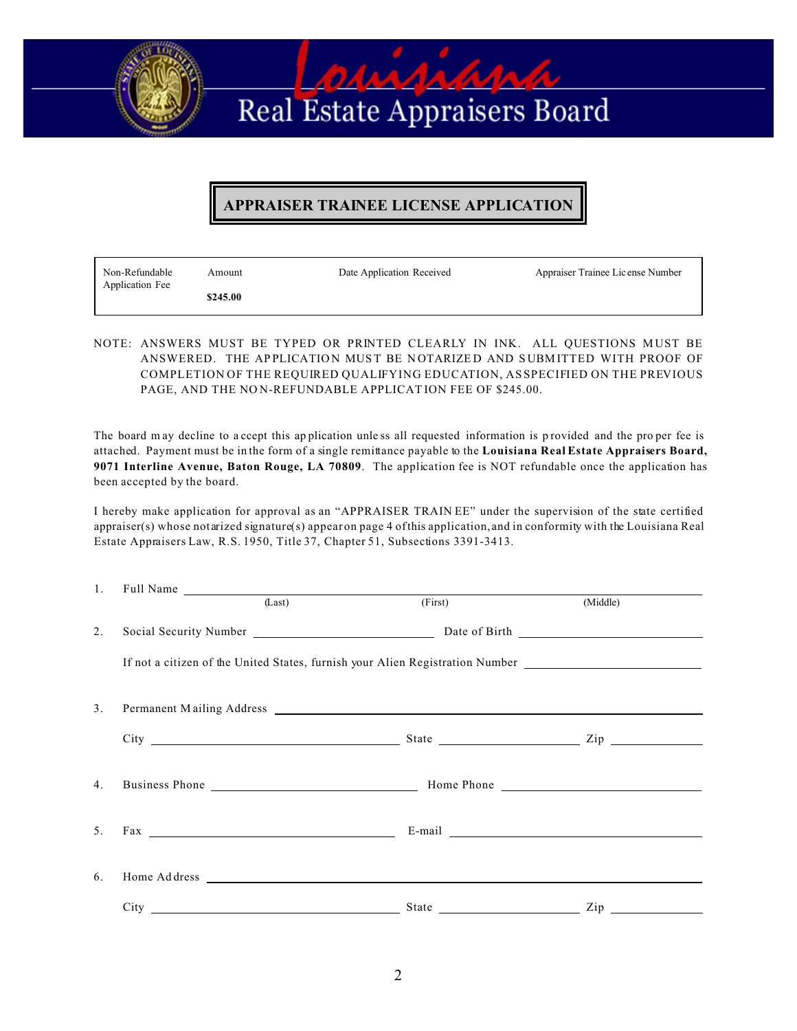# Louisiana Real Estate Appraisers Board

## APPRAISER TRAINEE LICENSE APPLICATION

| Non-Refundable Application Fee | Amount | Date Application Received | Appraiser Trainee License Number |
|---|---|---|---|
| | **$245.00** | | |

NOTE: ANSWERS MUST BE TYPED OR PRINTED CLEARLY IN INK. ALL QUESTIONS MUST BE ANSWERED. THE APPLICATION MUST BE NOTARIZED AND SUBMITTED WITH PROOF OF COMPLETION OF THE REQUIRED QUALIFYING EDUCATION, AS SPECIFIED ON THE PREVIOUS PAGE, AND THE NON-REFUNDABLE APPLICATION FEE OF $245.00.

The board may decline to accept this application unless all requested information is provided and the proper fee is attached. Payment must be in the form of a single remittance payable to the **Louisiana Real Estate Appraisers Board, 9071 Interline Avenue, Baton Rouge, LA 70809**. The application fee is NOT refundable once the application has been accepted by the board.

I hereby make application for approval as an "APPRAISER TRAINEE" under the supervision of the state certified appraiser(s) whose notarized signature(s) appear on page 4 of this application, and in conformity with the Louisiana Real Estate Appraisers Law, R.S. 1950, Title 37, Chapter 51, Subsections 3391-3413.

1. Full Name ______________________________________________
   (Last) (First) (Middle)

2. Social Security Number ____________________ Date of Birth ____________________

   If not a citizen of the United States, furnish your Alien Registration Number ____________________

3. Permanent Mailing Address ______________________________________________

   City ____________________ State ____________ Zip ________

4. Business Phone ____________________ Home Phone ____________________

5. Fax ____________________ E-mail ____________________

6. Home Address ______________________________________________

   City ____________________ State ____________ Zip ________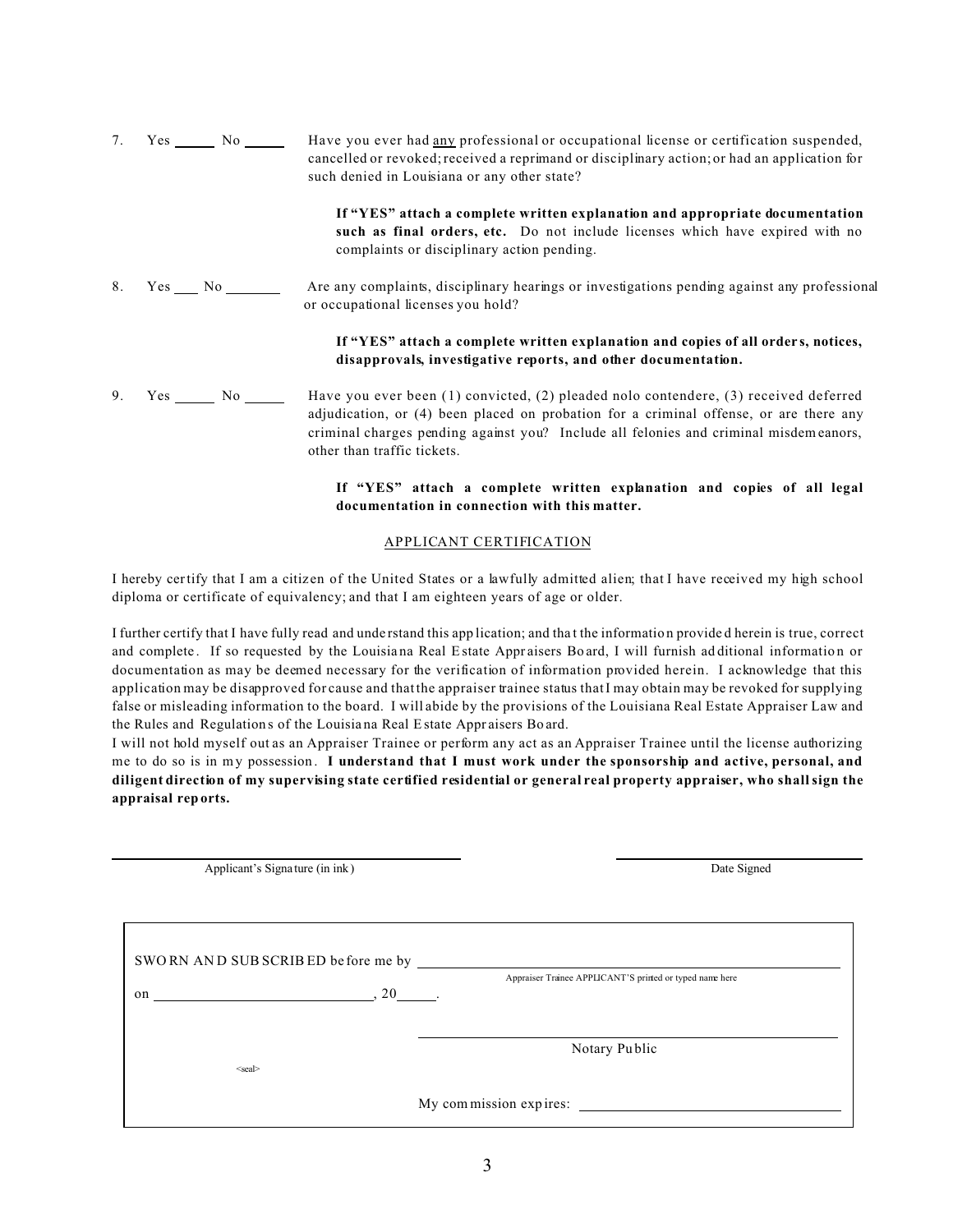7. Yes ______ No ______ Have you ever had <u>any</u> professional or occupational license or certification suspended, cancelled or revoked; received a reprimand or disciplinary action; or had an application for such denied in Louisiana or any other state?

   **If "YES" attach a complete written explanation and appropriate documentation such as final orders, etc.** Do not include licenses which have expired with no complaints or disciplinary action pending.

8. Yes ___ No _______ Are any complaints, disciplinary hearings or investigations pending against any professional or occupational licenses you hold?

   **If "YES" attach a complete written explanation and copies of all orders, notices, disapprovals, investigative reports, and other documentation.**

9. Yes ______ No ______ Have you ever been (1) convicted, (2) pleaded nolo contendere, (3) received deferred adjudication, or (4) been placed on probation for a criminal offense, or are there any criminal charges pending against you? Include all felonies and criminal misdemeanors, other than traffic tickets.

   **If "YES" attach a complete written explanation and copies of all legal documentation in connection with this matter.**

## APPLICANT CERTIFICATION

I hereby certify that I am a citizen of the United States or a lawfully admitted alien; that I have received my high school diploma or certificate of equivalency; and that I am eighteen years of age or older.

I further certify that I have fully read and understand this application; and that the information provided herein is true, correct and complete. If so requested by the Louisiana Real Estate Appraisers Board, I will furnish additional information or documentation as may be deemed necessary for the verification of information provided herein. I acknowledge that this application may be disapproved for cause and that the appraiser trainee status that I may obtain may be revoked for supplying false or misleading information to the board. I will abide by the provisions of the Louisiana Real Estate Appraiser Law and the Rules and Regulations of the Louisiana Real Estate Appraisers Board.

I will not hold myself out as an Appraiser Trainee or perform any act as an Appraiser Trainee until the license authorizing me to do so is in my possession. **I understand that I must work under the sponsorship and active, personal, and diligent direction of my supervising state certified residential or general real property appraiser, who shall sign the appraisal reports.**

\_\_\_\_\_\_\_\_\_\_\_\_\_\_\_\_\_\_\_\_\_\_\_\_\_\_\_\_\_\_\_\_\_\_\_\_ \_\_\_\_\_\_\_\_\_\_\_\_\_\_\_\_\_\_\_\_\_\_\_\_
Applicant's Signature (in ink) Date Signed

SWORN AND SUBSCRIBED before me by \_\_\_\_\_\_\_\_\_\_\_\_\_\_\_\_\_\_\_\_\_\_\_\_\_\_\_\_\_\_\_\_\_\_\_\_
Appraiser Trainee APPLICANT'S printed or typed name here

on \_\_\_\_\_\_\_\_\_\_\_\_\_\_\_\_\_\_\_\_\_\_\_\_, 20\_\_\_\_\_.

\_\_\_\_\_\_\_\_\_\_\_\_\_\_\_\_\_\_\_\_\_\_\_\_\_\_\_\_\_\_\_\_\_\_\_\_
Notary Public

<seal>

My commission expires: \_\_\_\_\_\_\_\_\_\_\_\_\_\_\_\_\_\_\_\_\_\_\_\_\_\_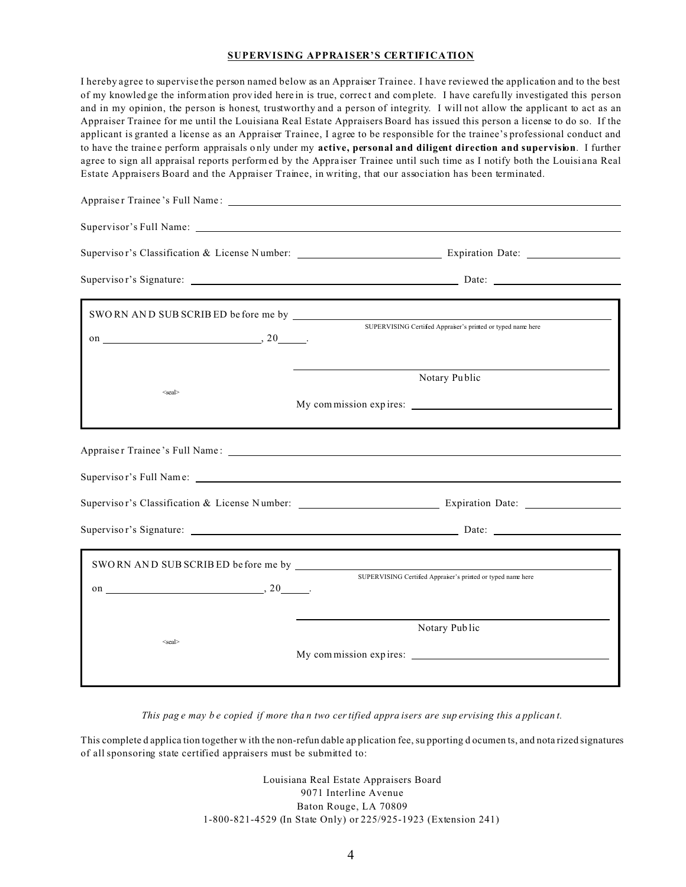## SUPERVISING APPRAISER'S CERTIFICATION

I hereby agree to supervise the person named below as an Appraiser Trainee. I have reviewed the application and to the best of my knowledge the information provided herein is true, correct and complete. I have carefully investigated this person and in my opinion, the person is honest, trustworthy and a person of integrity. I will not allow the applicant to act as an Appraiser Trainee for me until the Louisiana Real Estate Appraisers Board has issued this person a license to do so. If the applicant is granted a license as an Appraiser Trainee, I agree to be responsible for the trainee's professional conduct and to have the trainee perform appraisals only under my **active, personal and diligent direction and supervision**. I further agree to sign all appraisal reports performed by the Appraiser Trainee until such time as I notify both the Louisiana Real Estate Appraisers Board and the Appraiser Trainee, in writing, that our association has been terminated.

Appraiser Trainee's Full Name: ______________________________

Supervisor's Full Name: ______________________________

Supervisor's Classification & License Number: ______________ Expiration Date: ______________

Supervisor's Signature: ______________________________ Date: ______________

SWORN AND SUBSCRIBED before me by ______________________________
SUPERVISING Certified Appraiser's printed or typed name here

on ______________________, 20____.

<seal>

______________________________
Notary Public

My commission expires: ______________________

Appraiser Trainee's Full Name: ______________________________

Supervisor's Full Name: ______________________________

Supervisor's Classification & License Number: ______________ Expiration Date: ______________

Supervisor's Signature: ______________________________ Date: ______________

SWORN AND SUBSCRIBED before me by ______________________________
SUPERVISING Certified Appraiser's printed or typed name here

on ______________________, 20____.

<seal>

______________________________
Notary Public

My commission expires: ______________________

*This page may be copied if more than two certified appraisers are supervising this applicant.*

This completed application together with the non-refundable application fee, supporting documents, and notarized signatures of all sponsoring state certified appraisers must be submitted to:

Louisiana Real Estate Appraisers Board
9071 Interline Avenue
Baton Rouge, LA 70809
1-800-821-4529 (In State Only) or 225/925-1923 (Extension 241)